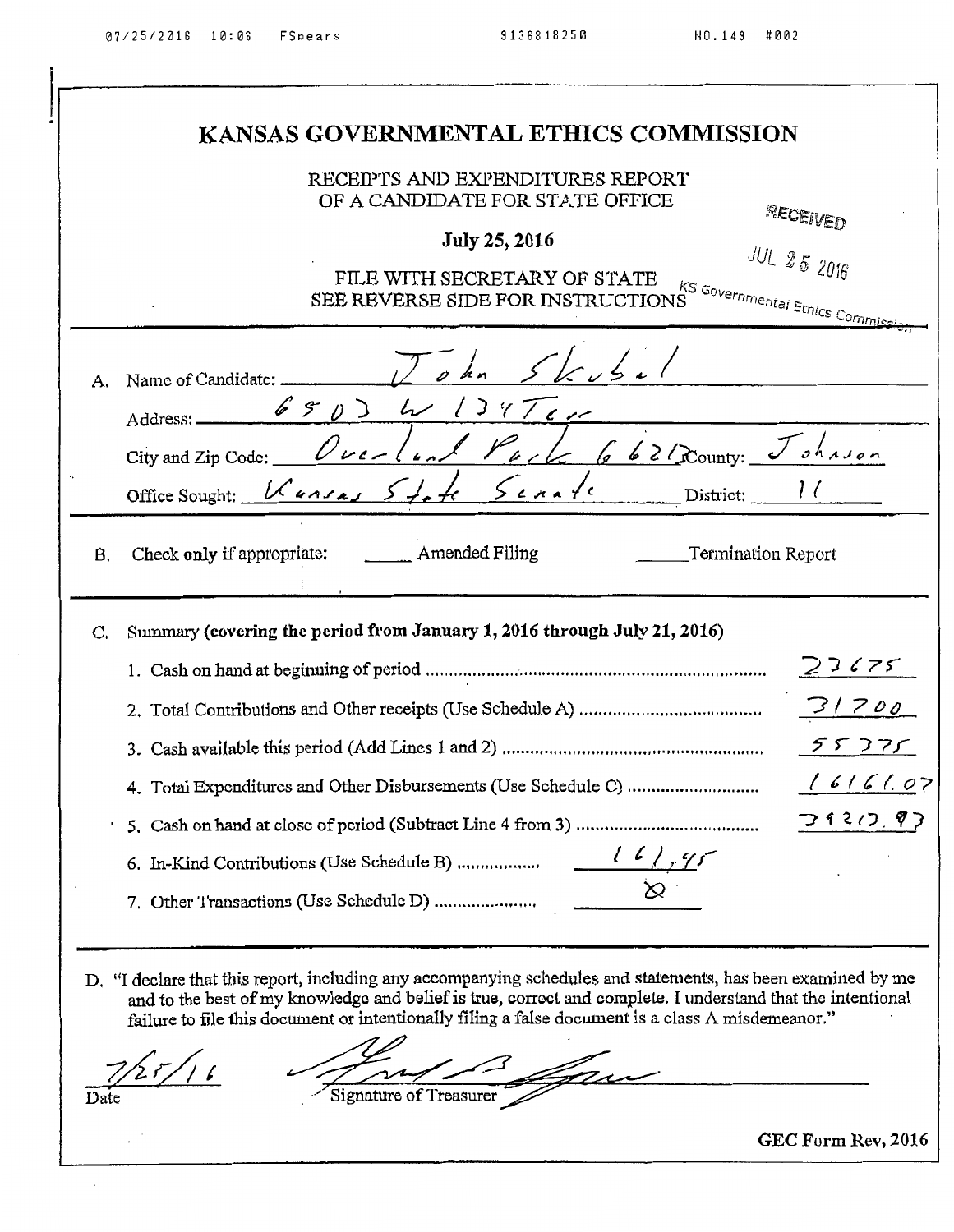# KANSAS GOVERNMENTAL ETHICS COMMISSION

RECEIPTS AND EXPENDITURES REPORT
OF A CANDIDATE FOR STATE OFFICE

**July 25, 2016**

FILE WITH SECRETARY OF STATE
SEE REVERSE SIDE FOR INSTRUCTIONS

RECEIVED
JUL 25 2016
KS Governmental Ethics Commission

---

A. Name of Candidate: John Skubal

Address: 6503 W 134 Terr

City and Zip Code: Overland Park 66213 County: Johnson

Office Sought: Kansas State Senate District: 11

---

B. Check **only** if appropriate: ______ Amended Filing ______ Termination Report

---

C. Summary **(covering the period from January 1, 2016 through July 21, 2016)**

| | |
|---|---|
| 1. Cash on hand at beginning of period | 23675 |
| 2. Total Contributions and Other receipts (Use Schedule A) | 31700 |
| 3. Cash available this period (Add Lines 1 and 2) | 55375 |
| 4. Total Expenditures and Other Disbursements (Use Schedule C) | 16161.07 |
| 5. Cash on hand at close of period (Subtract Line 4 from 3) | 39213.93 |
| 6. In-Kind Contributions (Use Schedule B) | 161.45 |
| 7. Other Transactions (Use Schedule D) | 0 |

---

D. "I declare that this report, including any accompanying schedules and statements, has been examined by me and to the best of my knowledge and belief is true, correct and complete. I understand that the intentional failure to file this document or intentionally filing a false document is a class A misdemeanor."

7/25/16
Date

Signature of Treasurer

**GEC Form Rev, 2016**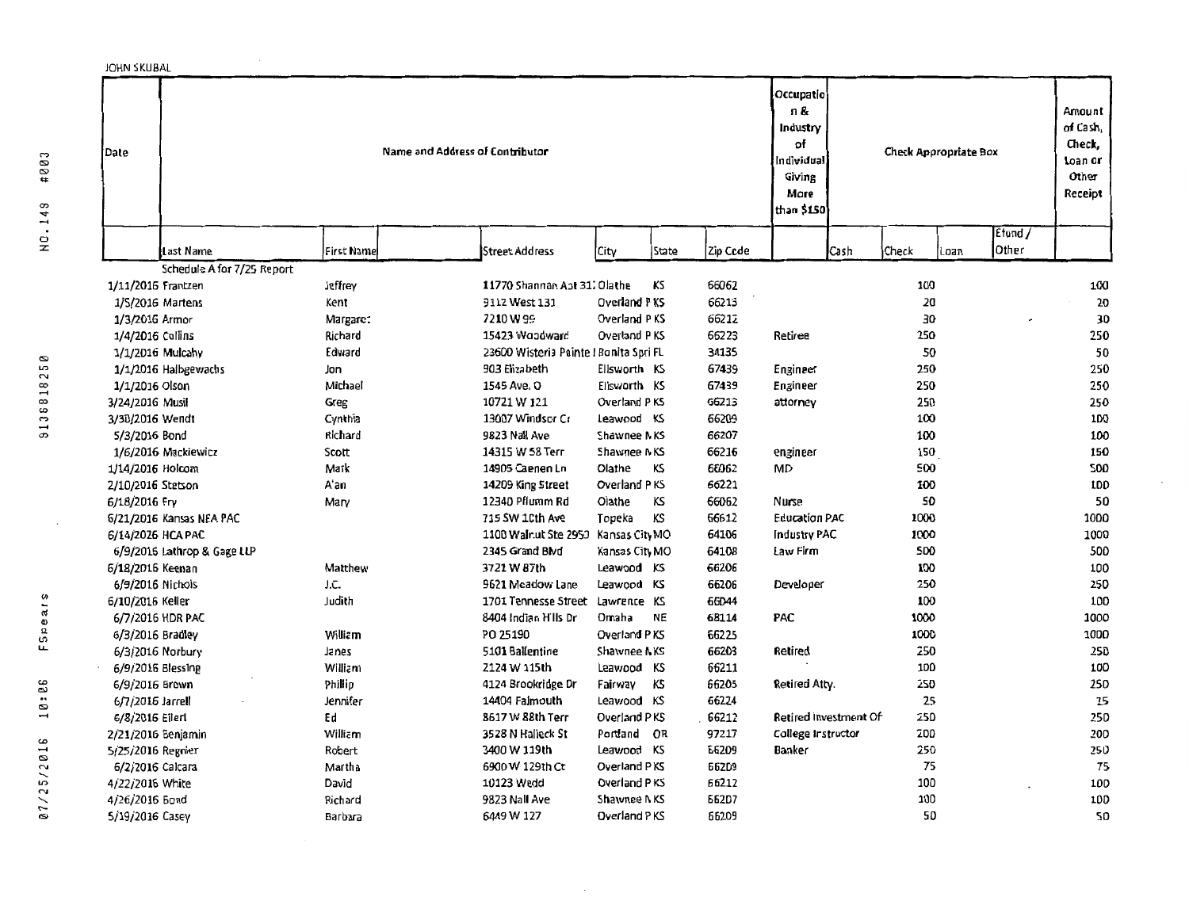JOHN SKUBAL

| Date | Name and Address of Contributor | | | | | | Occupation & Industry of Individual Giving More than $150 | Check Appropriate Box | | | | Amount of Cash, Check, Loan or Other Receipt |
|---|---|---|---|---|---|---|---|---|---|---|---|---|
| | Last Name | First Name | Street Address | City | State | Zip Code | | Cash | Check | Loan | Efund / Other | |
| | Schedule A for 7/25 Report | | | | | | | | | | | |
| 1/11/2016 | Frantzen | Jeffrey | 11770 Shannan Apt 31: | Olathe | KS | 66062 | | | 100 | | | 100 |
| 1/5/2016 | Martens | Kent | 9112 West 131 | Overland P | KS | 66213 | | | 20 | | | 20 |
| 1/3/2016 | Armor | Margaret | 7210 W 99 | Overland P | KS | 66212 | | | 30 | | | 30 |
| 1/4/2016 | Collins | Richard | 15423 Woodward | Overland P | KS | 66223 | Retiree | | 250 | | | 250 |
| 1/1/2016 | Mulcahy | Edward | 23600 Wisteria Pointe I | Bonita Spri | FL | 34135 | | | 50 | | | 50 |
| 1/1/2016 | Halbgewachs | Jon | 903 Elizabeth | Ellsworth | KS | 67439 | Engineer | | 250 | | | 250 |
| 1/1/2016 | Olson | Michael | 1545 Ave. O | Ellsworth | KS | 67439 | Engineer | | 250 | | | 250 |
| 3/24/2016 | Musil | Greg | 10721 W 121 | Overland P | KS | 66213 | attorney | | 250 | | | 250 |
| 3/30/2016 | Wendt | Cynthia | 13007 Windsor Cr | Leawood | KS | 66209 | | | 100 | | | 100 |
| 5/3/2016 | Bond | Richard | 9823 Nall Ave | Shawnee N | KS | 66207 | | | 100 | | | 100 |
| 1/6/2016 | Mackiewicz | Scott | 14315 W 58 Terr | Shawnee N | KS | 66216 | engineer | | 150 | | | 150 |
| 1/14/2016 | Holcom | Mark | 14905 Caenen Ln | Olathe | KS | 66062 | MD | | 500 | | | 500 |
| 2/10/2016 | Stetson | Alan | 14209 King Street | Overland P | KS | 66221 | | | 100 | | | 100 |
| 6/18/2016 | Fry | Mary | 12340 Pflumm Rd | Olathe | KS | 66062 | Nurse | | 50 | | | 50 |
| 6/21/2016 | Kansas NEA PAC | | 715 SW 10th Ave | Topeka | KS | 66612 | Education PAC | | 1000 | | | 1000 |
| 6/14/2016 | HCA PAC | | 1100 Walnut Ste 2950 | Kansas City | MO | 64106 | Industry PAC | | 1000 | | | 1000 |
| 6/9/2016 | Lathrop & Gage LLP | | 2345 Grand Blvd | Kansas City | MO | 64108 | Law Firm | | 500 | | | 500 |
| 6/18/2016 | Keenan | Matthew | 3721 W 87th | Leawood | KS | 66206 | | | 100 | | | 100 |
| 6/9/2016 | Nichols | J.C. | 9621 Meadow Lane | Leawood | KS | 66206 | Developer | | 250 | | | 250 |
| 6/10/2016 | Keller | Judith | 1701 Tennesse Street | Lawrence | KS | 66044 | | | 100 | | | 100 |
| 6/7/2016 | HDR PAC | | 8404 Indian Hills Dr | Omaha | NE | 68114 | PAC | | 1000 | | | 1000 |
| 6/3/2016 | Bradley | William | PO 25190 | Overland P | KS | 66225 | | | 1000 | | | 1000 |
| 6/3/2016 | Norbury | Janes | 5101 Ballentine | Shawnee N | KS | 66203 | Retired | | 250 | | | 250 |
| 6/9/2016 | Blessing | William | 2124 W 115th | Leawood | KS | 66211 | | | 100 | | | 100 |
| 6/9/2016 | Brown | Phillip | 4124 Brookridge Dr | Fairway | KS | 66205 | Retired Atty. | | 250 | | | 250 |
| 6/7/2016 | Jarrell | Jennifer | 14404 Falmouth | Leawood | KS | 66224 | | | 25 | | | 25 |
| 6/8/2016 | Eilert | Ed | 8617 W 88th Terr | Overland P | KS | 66212 | Retired Investment Of | | 250 | | | 250 |
| 2/21/2016 | Benjamin | William | 3528 N Halleck St | Portland | OR | 97217 | College Instructor | | 200 | | | 200 |
| 5/25/2016 | Regnier | Robert | 3400 W 119th | Leawood | KS | 66209 | Banker | | 250 | | | 250 |
| 6/2/2016 | Calcara | Martha | 6900 W 129th Ct | Overland P | KS | 66209 | | | 75 | | | 75 |
| 4/22/2016 | White | David | 10123 Wedd | Overland P | KS | 66212 | | | 100 | | | 100 |
| 4/26/2016 | Bond | Richard | 9823 Nall Ave | Shawnee N | KS | 66207 | | | 100 | | | 100 |
| 5/19/2016 | Casey | Barbara | 6449 W 127 | Overland P | KS | 66209 | | | 50 | | | 50 |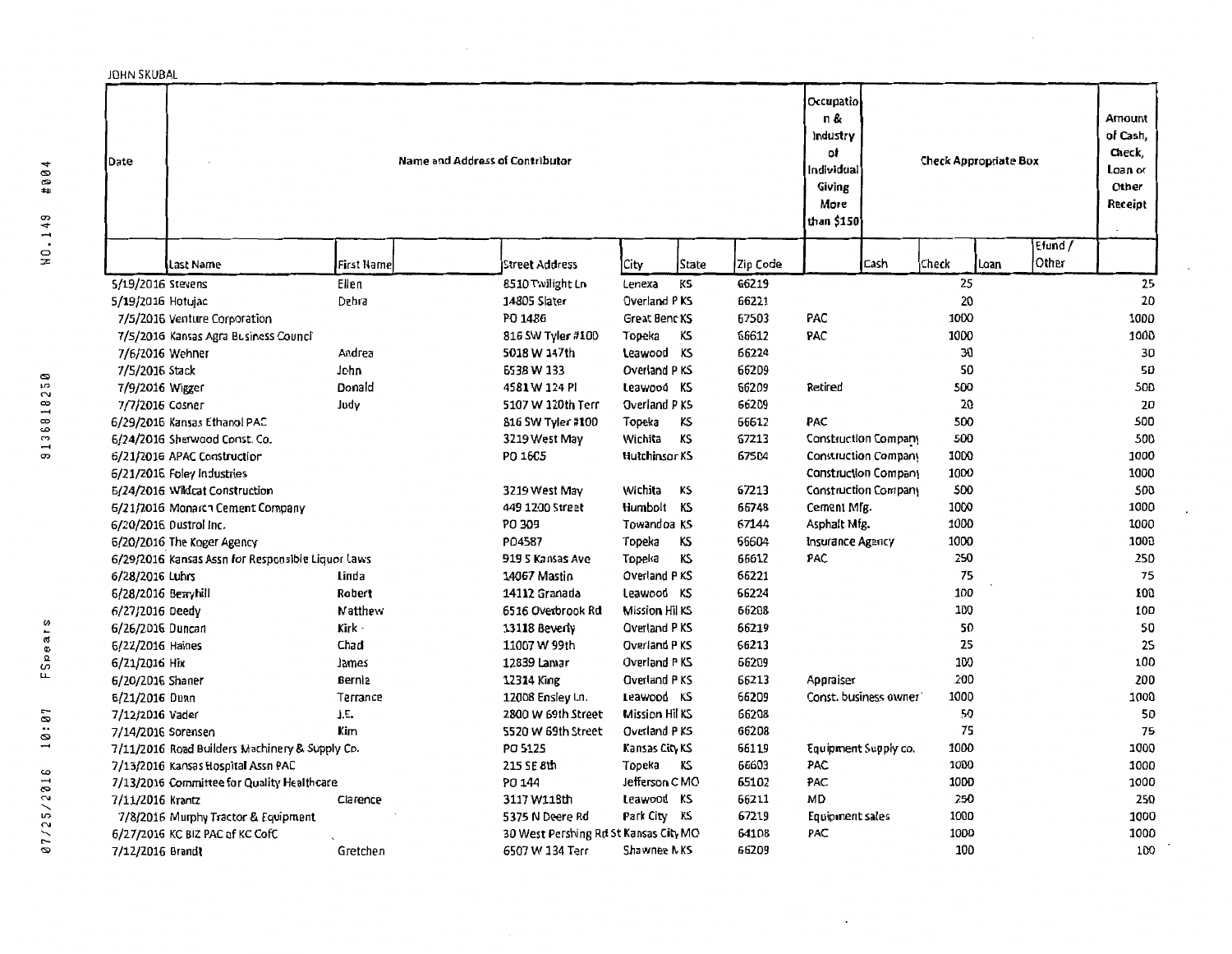JOHN SKUBAL

| Date | Name and Address of Contributor | | | | | | Occupation & Industry of Individual Giving More than $150 | Check Appropriate Box | | | | Amount of Cash, Check, Loan or Other Receipt |
|---|---|---|---|---|---|---|---|---|---|---|---|---|
| | Last Name | First Name | Street Address | City | State | Zip Code | | Cash | Check | Loan | Efund / Other | |
| 5/19/2016 | Stevens | Ellen | 8510 Twilight Ln | Lenexa | KS | 66219 | | | 25 | | | 25 |
| 5/19/2016 | Hotujac | Debra | 14805 Slater | Overland P | KS | 66221 | | | 20 | | | 20 |
| 7/5/2016 | Venture Corporation | | PO 1486 | Great Benc | KS | 67503 | PAC | | 1000 | | | 1000 |
| 7/5/2016 | Kansas Agra Business Council | | 816 SW Tyler #100 | Topeka | KS | 66612 | PAC | | 1000 | | | 1000 |
| 7/6/2016 | Wehner | Andrea | 5018 W 147th | Leawood | KS | 66224 | | | 30 | | | 30 |
| 7/5/2016 | Stack | John | 6538 W 133 | Overland P | KS | 66209 | | | 50 | | | 50 |
| 7/9/2016 | Wigger | Donald | 4581 W 124 Pl | Leawood | KS | 66209 | Retired | | 500 | | | 500 |
| 7/7/2016 | Cosner | Judy | 5107 W 120th Terr | Overland P | KS | 66209 | | | 20 | | | 20 |
| 6/29/2016 | Kansas Ethanol PAC | | 816 SW Tyler #100 | Topeka | KS | 66612 | PAC | | 500 | | | 500 |
| 6/24/2016 | Sherwood Const. Co. | | 3219 West May | Wichita | KS | 67213 | Construction Company | | 500 | | | 500 |
| 6/21/2016 | APAC Construction | | PO 1605 | Hutchinson | KS | 67504 | Construction Company | | 1000 | | | 1000 |
| 6/21/2016 | Foley Industries | | | | | | Construction Company | | 1000 | | | 1000 |
| 6/24/2016 | Wildcat Construction | | 3219 West May | Wichita | KS | 67213 | Construction Company | | 500 | | | 500 |
| 6/21/2016 | Monarch Cement Company | | 449 1200 Street | Humbolt | KS | 66748 | Cement Mfg. | | 1000 | | | 1000 |
| 6/20/2016 | Dustrol Inc. | | PO 309 | Towandoa | KS | 67144 | Asphalt Mfg. | | 1000 | | | 1000 |
| 6/20/2016 | The Koger Agency | | PO4587 | Topeka | KS | 66604 | Insurance Agency | | 1000 | | | 1000 |
| 6/29/2016 | Kansas Assn for Responsible Liquor Laws | | 919 S Kansas Ave | Topeka | KS | 66612 | PAC | | 250 | | | 250 |
| 6/28/2016 | Luhrs | Linda | 14067 Mastin | Overland P | KS | 66221 | | | 75 | | | 75 |
| 6/28/2016 | Berryhill | Robert | 14112 Granada | Leawood | KS | 66224 | | | 100 | | | 100 |
| 6/27/2016 | Deedy | Matthew | 6516 Overbrook Rd | Mission Hil | KS | 66208 | | | 100 | | | 100 |
| 6/26/2016 | Duncan | Kirk | 13118 Beverly | Overland P | KS | 66219 | | | 50 | | | 50 |
| 6/22/2016 | Haines | Chad | 11007 W 99th | Overland P | KS | 66213 | | | 25 | | | 25 |
| 6/21/2016 | Hix | James | 12839 Lamar | Overland P | KS | 66209 | | | 100 | | | 100 |
| 6/20/2016 | Shaner | Bernie | 12314 King | Overland P | KS | 66213 | Appraiser | | 200 | | | 200 |
| 6/21/2016 | Dunn | Terrance | 12008 Ensley Ln. | Leawood | KS | 66209 | Const. business owner | | 1000 | | | 1000 |
| 7/12/2016 | Vader | J.E. | 2800 W 69th Street | Mission Hil | KS | 66208 | | | 50 | | | 50 |
| 7/14/2016 | Sorensen | Kim | 5520 W 69th Street | Overland P | KS | 66208 | | | 75 | | | 75 |
| 7/11/2016 | Road Builders Machinery & Supply Co. | | PO 5125 | Kansas City | KS | 66119 | Equipment Supply co. | | 1000 | | | 1000 |
| 7/13/2016 | Kansas Hospital Assn PAC | | 215 SE 8th | Topeka | KS | 66603 | PAC | | 1000 | | | 1000 |
| 7/13/2016 | Committee for Quality Healthcare | | PO 144 | Jefferson C | MO | 65102 | PAC | | 1000 | | | 1000 |
| 7/11/2016 | Krantz | Clarence | 3117 W118th | Leawood | KS | 66211 | MD | | 250 | | | 250 |
| 7/8/2016 | Murphy Tractor & Equipment | | 5375 N Deere Rd | Park City | KS | 67219 | Equipment sales | | 1000 | | | 1000 |
| 6/27/2016 | KC BIZ PAC of KC CofC | | 30 West Pershing Rd St | Kansas City | MO | 64108 | PAC | | 1000 | | | 1000 |
| 7/12/2016 | Brandt | Gretchen | 6507 W 134 Terr | Shawnee M | KS | 66209 | | | 100 | | | 100 |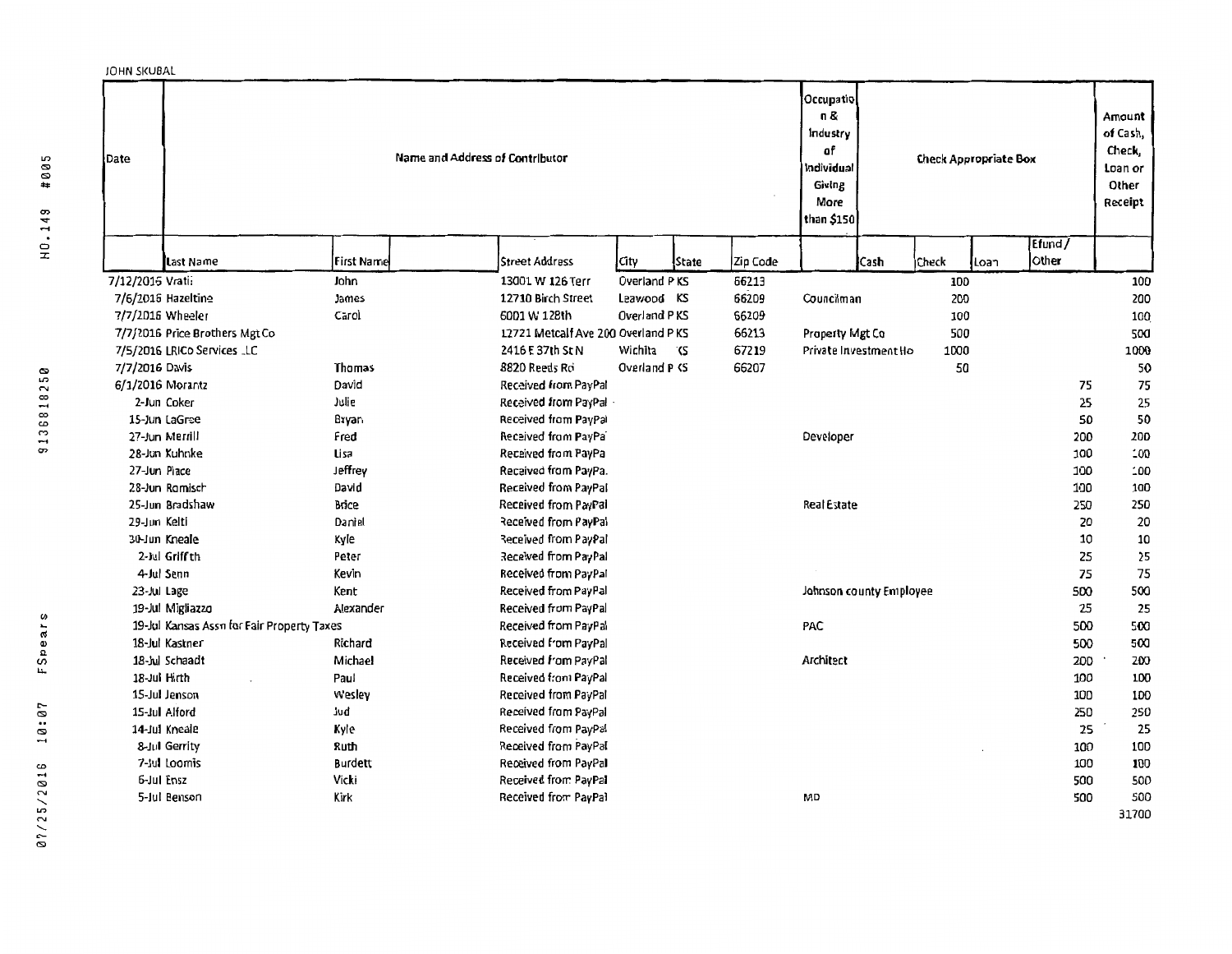JOHN SKUBAL

| Date | Name and Address of Contributor | | | | | | | Occupation & Industry of Individual Giving More than $150 | Check Appropriate Box | | | | Amount of Cash, Check, Loan or Other Receipt |
|---|---|---|---|---|---|---|---|---|---|---|---|---|---|
| | Last Name | First Name | | Street Address | City | State | Zip Code | | Cash | Check | Loan | Efund / Other | |
| 7/12/2016 | Vratil | John | | 13001 W 126 Terr | Overland P | KS | 66213 | | | 100 | | | 100 |
| 7/6/2016 | Hazeltine | James | | 12710 Birch Street | Leawood | KS | 66209 | Councilman | | 200 | | | 200 |
| 7/7/2016 | Wheeler | Carol | | 6001 W 128th | Overland P | KS | 66209 | | | 100 | | | 100 |
| 7/7/2016 | Price Brothers Mgt Co | | | 12721 Metcalf Ave 200 | Overland P | KS | 66213 | Property Mgt Co | | 500 | | | 500 |
| 7/5/2016 | LRICo Services LLC | | | 2416 E 37th St N | Wichita | KS | 67219 | Private Investment Ho | | 1000 | | | 1000 |
| 7/7/2016 | Davis | Thomas | | 8820 Reeds Rd | Overland P | KS | 66207 | | | 50 | | | 50 |
| 6/1/2016 | Morantz | David | | Received from PayPal | | | | | | | | 75 | 75 |
| 2-Jun | Coker | Julie | | Received from PayPal | | | | | | | | 25 | 25 |
| 15-Jun | LaGree | Bryan | | Received from PayPal | | | | | | | | 50 | 50 |
| 27-Jun | Merrill | Fred | | Received from PayPal | | | | Developer | | | | 200 | 200 |
| 28-Jun | Kuhnke | Lisa | | Received from PayPal | | | | | | | | 100 | 100 |
| 27-Jun | Place | Jeffrey | | Received from PayPal | | | | | | | | 100 | 100 |
| 28-Jun | Romisch | David | | Received from PayPal | | | | | | | | 100 | 100 |
| 25-Jun | Bradshaw | Brice | | Received from PayPal | | | | Real Estate | | | | 250 | 250 |
| 29-Jun | Kelti | Daniel | | Received from PayPal | | | | | | | | 20 | 20 |
| 30-Jun | Kneale | Kyle | | Received from PayPal | | | | | | | | 10 | 10 |
| 2-Jul | Griffith | Peter | | Received from PayPal | | | | | | | | 25 | 25 |
| 4-Jul | Senn | Kevin | | Received from PayPal | | | | | | | | 75 | 75 |
| 23-Jul | Lage | Kent | | Received from PayPal | | | | Johnson county Employee | | | | 500 | 500 |
| 19-Jul | Migliazzo | Alexander | | Received from PayPal | | | | | | | | 25 | 25 |
| 19-Jul | Kansas Assn for Fair Property Taxes | | | Received from PayPal | | | | PAC | | | | 500 | 500 |
| 18-Jul | Kastner | Richard | | Received from PayPal | | | | | | | | 500 | 500 |
| 18-Jul | Schaadt | Michael | | Received from PayPal | | | | Architect | | | | 200 | 200 |
| 18-Jul | Hirth | Paul | | Received from PayPal | | | | | | | | 100 | 100 |
| 15-Jul | Jenson | Wesley | | Received from PayPal | | | | | | | | 100 | 100 |
| 15-Jul | Alford | Jud | | Received from PayPal | | | | | | | | 250 | 250 |
| 14-Jul | Kneale | Kyle | | Received from PayPal | | | | | | | | 25 | 25 |
| 8-Jul | Gerrity | Ruth | | Received from PayPal | | | | | | | | 100 | 100 |
| 7-Jul | Loomis | Burdett | | Received from PayPal | | | | | | | | 100 | 100 |
| 6-Jul | Ensz | Vicki | | Received from PayPal | | | | | | | | 500 | 500 |
| 5-Jul | Benson | Kirk | | Received from PayPal | | | | MD | | | | 500 | 500 |
| | | | | | | | | | | | | | 31700 |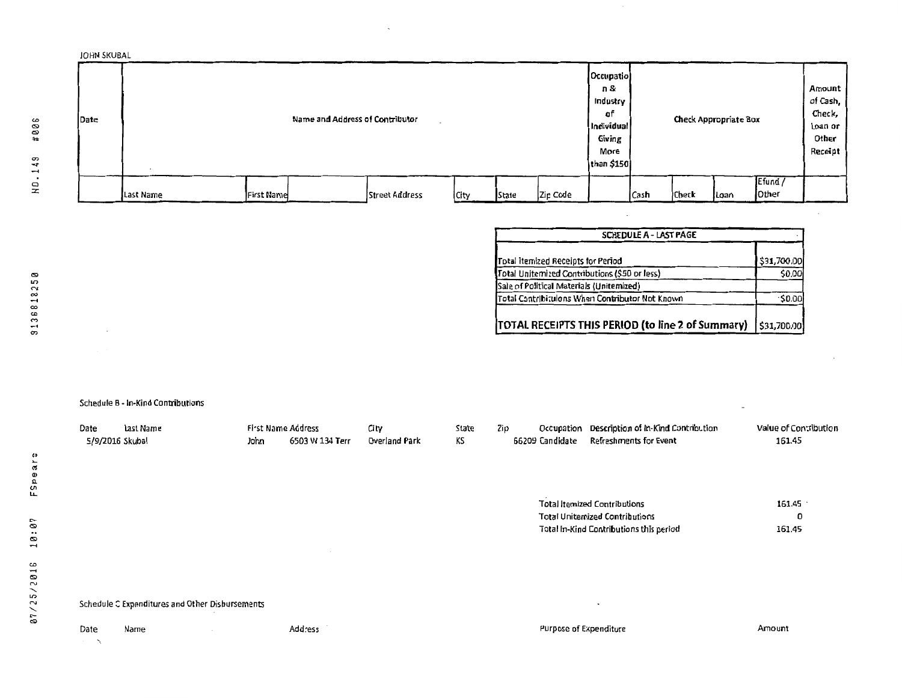JOHN SKUBAL

| Date | Name and Address of Contributor | | | | | | | Occupation & Industry of Individual Giving More than $150 | Check Appropriate Box | | | | Amount of Cash, Check, Loan or Other Receipt |
|---|---|---|---|---|---|---|---|---|---|---|---|---|---|
| | Last Name | First Name | | Street Address | City | State | Zip Code | | Cash | Check | Loan | Efund / Other | |

| SCHEDULE A - LAST PAGE | |
|---|---|
| Total Itemized Receipts for Period | $31,700.00 |
| Total Unitemized Contributions ($50 or less) | $0.00 |
| Sale of Political Materials (Unitemized) | |
| Total Contributions When Contributor Not Known | $0.00 |
| **TOTAL RECEIPTS THIS PERIOD (to line 2 of Summary)** | $31,700.00 |

Schedule B - In-Kind Contributions

| Date | Last Name | First Name | Address | City | State | Zip | Occupation | Description of In-Kind Contribution | Value of Contribution |
|---|---|---|---|---|---|---|---|---|---|
| 5/9/2016 | Skubal | John | 6503 W 134 Terr | Overland Park | KS | 66209 | Candidate | Refreshments for Event | 161.45 |

| | |
|---|---|
| Total Itemized Contributions | 161.45 |
| Total Unitemized Contributions | 0 |
| Total In-Kind Contributions this period | 161.45 |

Schedule C Expenditures and Other Disbursements

| Date | Name | Address | Purpose of Expenditure | Amount |
|---|---|---|---|---|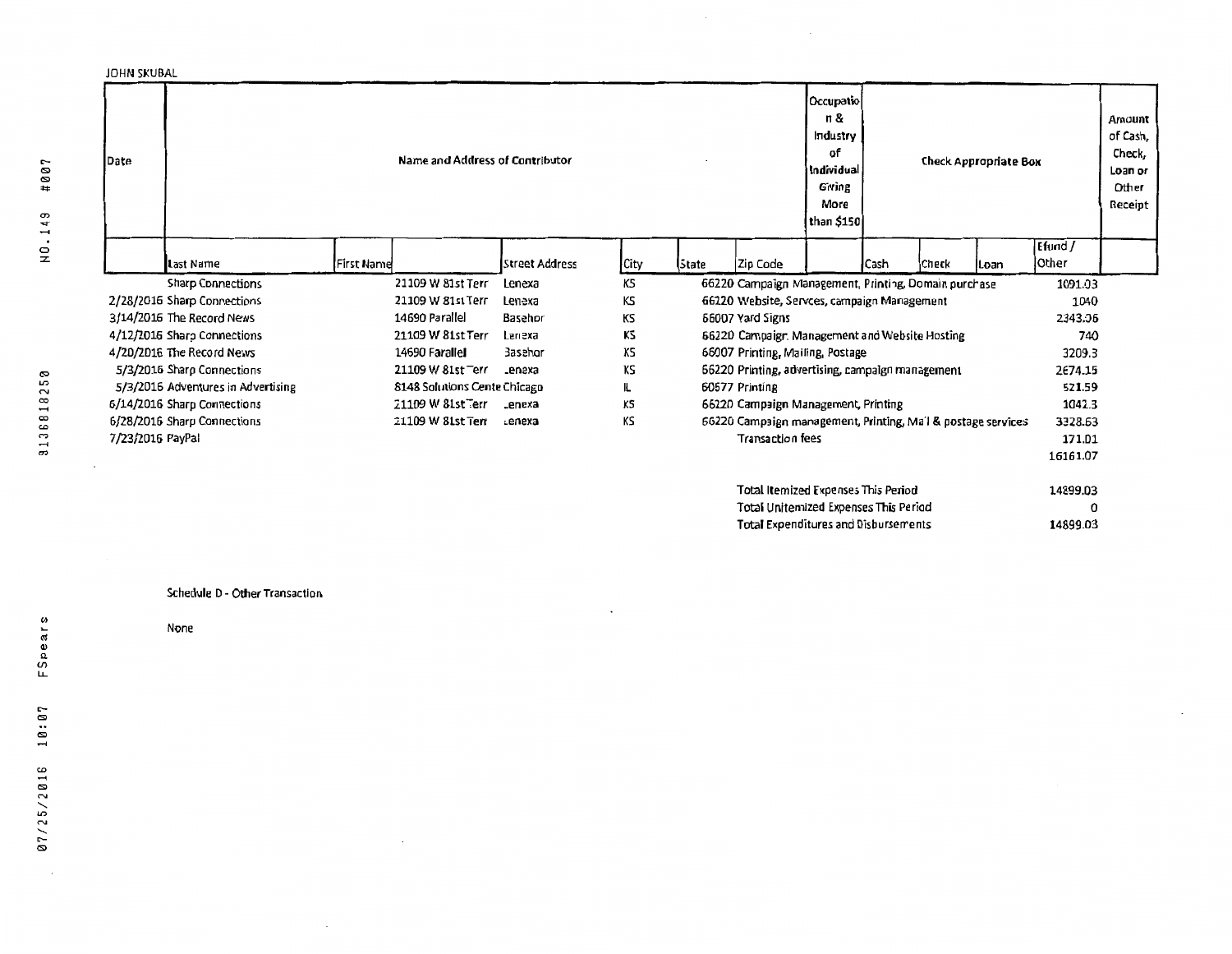JOHN SKUBAL

| Date | Name and Address of Contributor | | | | | | | Occupation & Industry of Individual Giving More than $150 | Check Appropriate Box | | | | Amount of Cash, Check, Loan or Other Receipt |
|---|---|---|---|---|---|---|---|---|---|---|---|---|---|
| | Last Name | First Name | | Street Address | City | State | Zip Code | | Cash | Check | Loan | Efund / Other | |
| | Sharp Connections | | 21109 W 81st Terr | Lenexa | KS | | 66220 Campaign Management, Printing, Domain purchase | | | | | 1091.03 | |
| 2/28/2016 | Sharp Connections | | 21109 W 81st Terr | Lenexa | KS | | 66220 Website, Servces, campaign Management | | | | | 1040 | |
| 3/14/2016 | The Record News | | 14690 Parallel | Basehor | KS | | 66007 Yard Signs | | | | | 2343.06 | |
| 4/12/2016 | Sharp Connections | | 21109 W 81st Terr | Lenexa | KS | | 66220 Campaign Management and Website Hosting | | | | | 740 | |
| 4/20/2016 | The Record News | | 14690 Parallel | Basehor | KS | | 66007 Printing, Mailing, Postage | | | | | 3209.3 | |
| 5/3/2016 | Sharp Connections | | 21109 W 81st Terr | Lenexa | KS | | 66220 Printing, advertising, campaign management | | | | | 2674.15 | |
| 5/3/2016 | Adventures in Advertising | | 8148 Solutions Center | Chicago | IL | | 60677 Printing | | | | | 521.59 | |
| 6/14/2016 | Sharp Connections | | 21109 W 81st Terr | Lenexa | KS | | 66220 Campaign Management, Printing | | | | | 1042.3 | |
| 6/28/2016 | Sharp Connections | | 21109 W 81st Terr | Lenexa | KS | | 66220 Campaign management, Printing, Mail & postage services | | | | | 3328.63 | |
| 7/23/2016 | PayPal | | | | | | Transaction fees | | | | | 171.01 | |
| | | | | | | | | | | | | 16161.07 | |

| | |
|---|---|
| Total Itemized Expenses This Period | 14899.03 |
| Total Unitemized Expenses This Period | 0 |
| Total Expenditures and Disbursements | 14899.03 |

Schedule D - Other Transaction

None